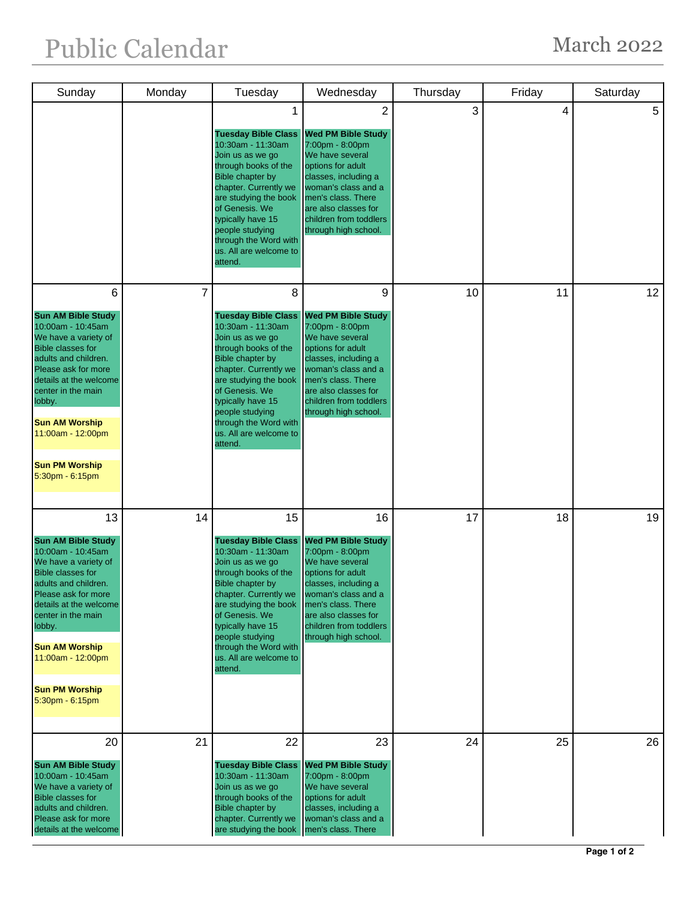# Public Calendar

## March 2022

| Sunday | Monday | Tuesday | Wednesday | Thursday | Friday | Saturday |
|---|---|---|---|---|---|---|
| | | 1<br><br>**Tuesday Bible Class**<br>10:30am - 11:30am<br>Join us as we go through books of the Bible chapter by chapter. Currently we are studying the book of Genesis. We typically have 15 people studying through the Word with us. All are welcome to attend. | 2<br><br>**Wed PM Bible Study**<br>7:00pm - 8:00pm<br>We have several options for adult classes, including a woman's class and a men's class. There are also classes for children from toddlers through high school. | 3 | 4 | 5 |
| 6<br><br>**Sun AM Bible Study**<br>10:00am - 10:45am<br>We have a variety of Bible classes for adults and children. Please ask for more details at the welcome center in the main lobby.<br><br>**Sun AM Worship**<br>11:00am - 12:00pm<br><br>**Sun PM Worship**<br>5:30pm - 6:15pm | 7 | 8<br><br>**Tuesday Bible Class**<br>10:30am - 11:30am<br>Join us as we go through books of the Bible chapter by chapter. Currently we are studying the book of Genesis. We typically have 15 people studying through the Word with us. All are welcome to attend. | 9<br><br>**Wed PM Bible Study**<br>7:00pm - 8:00pm<br>We have several options for adult classes, including a woman's class and a men's class. There are also classes for children from toddlers through high school. | 10 | 11 | 12 |
| 13<br><br>**Sun AM Bible Study**<br>10:00am - 10:45am<br>We have a variety of Bible classes for adults and children. Please ask for more details at the welcome center in the main lobby.<br><br>**Sun AM Worship**<br>11:00am - 12:00pm<br><br>**Sun PM Worship**<br>5:30pm - 6:15pm | 14 | 15<br><br>**Tuesday Bible Class**<br>10:30am - 11:30am<br>Join us as we go through books of the Bible chapter by chapter. Currently we are studying the book of Genesis. We typically have 15 people studying through the Word with us. All are welcome to attend. | 16<br><br>**Wed PM Bible Study**<br>7:00pm - 8:00pm<br>We have several options for adult classes, including a woman's class and a men's class. There are also classes for children from toddlers through high school. | 17 | 18 | 19 |
| 20<br><br>**Sun AM Bible Study**<br>10:00am - 10:45am<br>We have a variety of Bible classes for adults and children. Please ask for more details at the welcome | 21 | 22<br><br>**Tuesday Bible Class**<br>10:30am - 11:30am<br>Join us as we go through books of the Bible chapter by chapter. Currently we are studying the book | 23<br><br>**Wed PM Bible Study**<br>7:00pm - 8:00pm<br>We have several options for adult classes, including a woman's class and a men's class. There | 24 | 25 | 26 |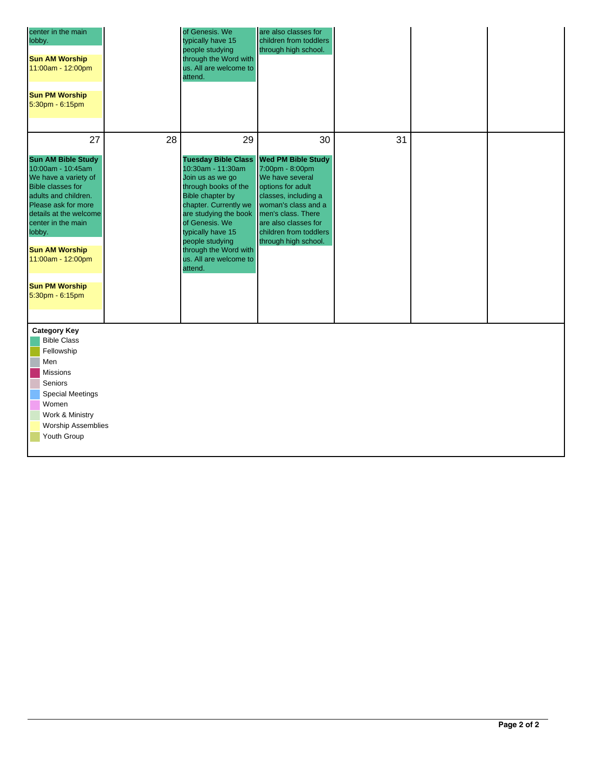| | | | | | | |
|---|---|---|---|---|---|---|
| center in the main lobby.<br><br>**Sun AM Worship**<br>11:00am - 12:00pm<br><br>**Sun PM Worship**<br>5:30pm - 6:15pm | | of Genesis. We typically have 15 people studying through the Word with us. All are welcome to attend. | are also classes for children from toddlers through high school. | | | |
| 27<br><br>**Sun AM Bible Study**<br>10:00am - 10:45am<br>We have a variety of Bible classes for adults and children. Please ask for more details at the welcome center in the main lobby.<br><br>**Sun AM Worship**<br>11:00am - 12:00pm<br><br>**Sun PM Worship**<br>5:30pm - 6:15pm | 28 | 29<br><br>**Tuesday Bible Class**<br>10:30am - 11:30am<br>Join us as we go through books of the Bible chapter by chapter. Currently we are studying the book of Genesis. We typically have 15 people studying through the Word with us. All are welcome to attend. | 30<br><br>**Wed PM Bible Study**<br>7:00pm - 8:00pm<br>We have several options for adult classes, including a woman's class and a men's class. There are also classes for children from toddlers through high school. | 31 | | |

**Category Key**

- Bible Class
- Fellowship
- Men
- Missions
- Seniors
- Special Meetings
- Women
- Work & Ministry
- Worship Assemblies
- Youth Group